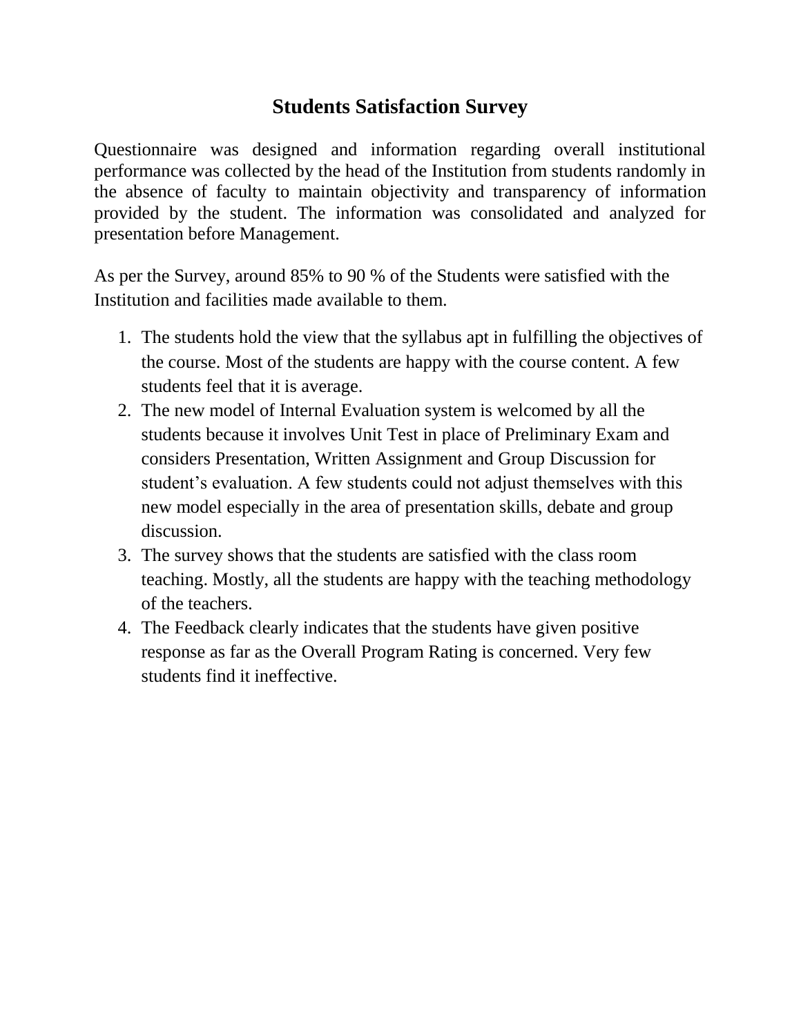# Students Satisfaction Survey

Questionnaire was designed and information regarding overall institutional performance was collected by the head of the Institution from students randomly in the absence of faculty to maintain objectivity and transparency of information provided by the student. The information was consolidated and analyzed for presentation before Management.

As per the Survey, around 85% to 90 % of the Students were satisfied with the Institution and facilities made available to them.

1. The students hold the view that the syllabus apt in fulfilling the objectives of the course. Most of the students are happy with the course content. A few students feel that it is average.
2. The new model of Internal Evaluation system is welcomed by all the students because it involves Unit Test in place of Preliminary Exam and considers Presentation, Written Assignment and Group Discussion for student's evaluation. A few students could not adjust themselves with this new model especially in the area of presentation skills, debate and group discussion.
3. The survey shows that the students are satisfied with the class room teaching. Mostly, all the students are happy with the teaching methodology of the teachers.
4. The Feedback clearly indicates that the students have given positive response as far as the Overall Program Rating is concerned. Very few students find it ineffective.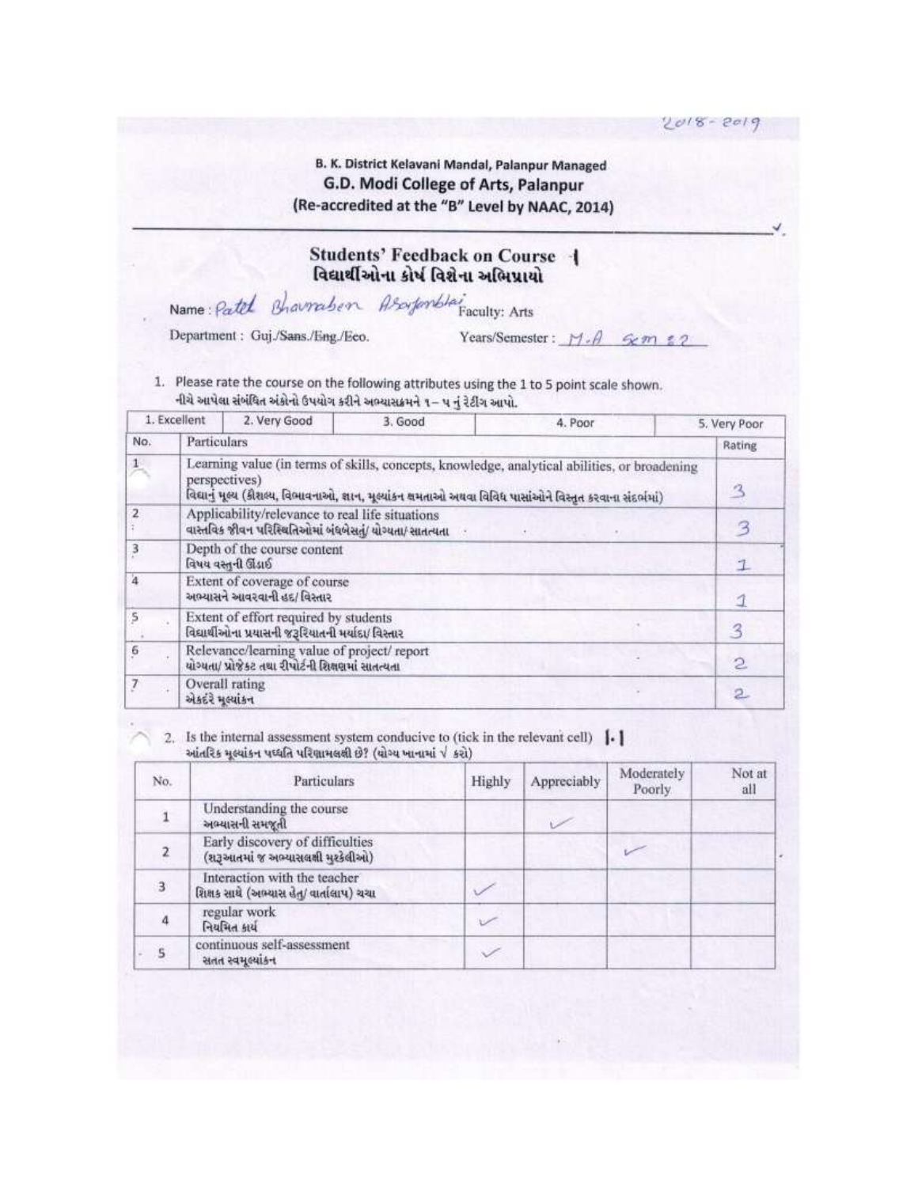2018-2019

B. K. District Kelavani Mandal, Palanpur Managed

## G.D. Modi College of Arts, Palanpur

(Re-accredited at the "B" Level by NAAC, 2014)

### Students' Feedback on Course - 1
### વિદ્યાર્થીઓના કોર્ષ વિશેના અભિપ્રાયો

Name: Patel Bhavnaben Ashokbhai    Faculty: Arts

Department: Guj./Sans./Eng./Eco.    Years/Semester: M.A Sem 2

1. Please rate the course on the following attributes using the 1 to 5 point scale shown.
નીચે આપેલા સંબંધિત અંકોનો ઉપયોગ કરીને અભ્યાસક્રમને ૧ – ૫ નું રેટીંગ આપો.

1. Excellent   2. Very Good   3. Good   4. Poor   5. Very Poor

| No. | Particulars | Rating |
|---|---|---|
| 1 | Learning value (in terms of skills, concepts, knowledge, analytical abilities, or broadening perspectives)<br>વિદ્યાનું મૂલ્ય (કૌશલ્ય, વિભાવનાઓ, જ્ઞાન, મૂલ્યાંકન ક્ષમતાઓ અથવા વિવિધ પાસાંઓને વિસ્તૃત કરવાના સંદર્ભમાં) | 3 |
| 2 | Applicability/relevance to real life situations<br>વાસ્તવિક જીવન પરિસ્થિતિઓમાં બંધબેસતું/ યોગ્યતા/ સાતત્યતા | 3 |
| 3 | Depth of the course content<br>વિષય વસ્તુની ઊંડાઈ | 1 |
| 4 | Extent of coverage of course<br>અભ્યાસને આવરવાની હદ/ વિસ્તાર | 1 |
| 5 | Extent of effort required by students<br>વિદ્યાર્થીઓના પ્રયાસની જરૂરિયાતની મર્યાદા/ વિસ્તાર | 3 |
| 6 | Relevance/learning value of project/ report<br>યોગ્યતા/ પ્રોજેક્ટ તથા રીપોર્ટની શિક્ષણમાં સાતત્યતા | 2 |
| 7 | Overall rating<br>એકંદરે મૂલ્યાંકન | 2 |

2. Is the internal assessment system conducive to (tick in the relevant cell) 1.1
આંતરિક મૂલ્યાંકન પધ્ધતિ પરિણામલક્ષી છે? (યોગ્ય ખાનામાં √ કરો)

| No. | Particulars | Highly | Appreciably | Moderately Poorly | Not at all |
|---|---|---|---|---|---|
| 1 | Understanding the course<br>અભ્યાસની સમજૂતી | | ✓ | | |
| 2 | Early discovery of difficulties<br>(શરૂઆતમાં જ અભ્યાસલક્ષી મુશ્કેલીઓ) | | | ✓ | |
| 3 | Interaction with the teacher<br>શિક્ષક સાથે (અભ્યાસ હેતુ/ વાર્તાલાપ) ચર્ચા | ✓ | | | |
| 4 | regular work<br>નિયમિત કાર્ય | ✓ | | | |
| 5 | continuous self-assessment<br>સતત સ્વમૂલ્યાંકન | ✓ | | | |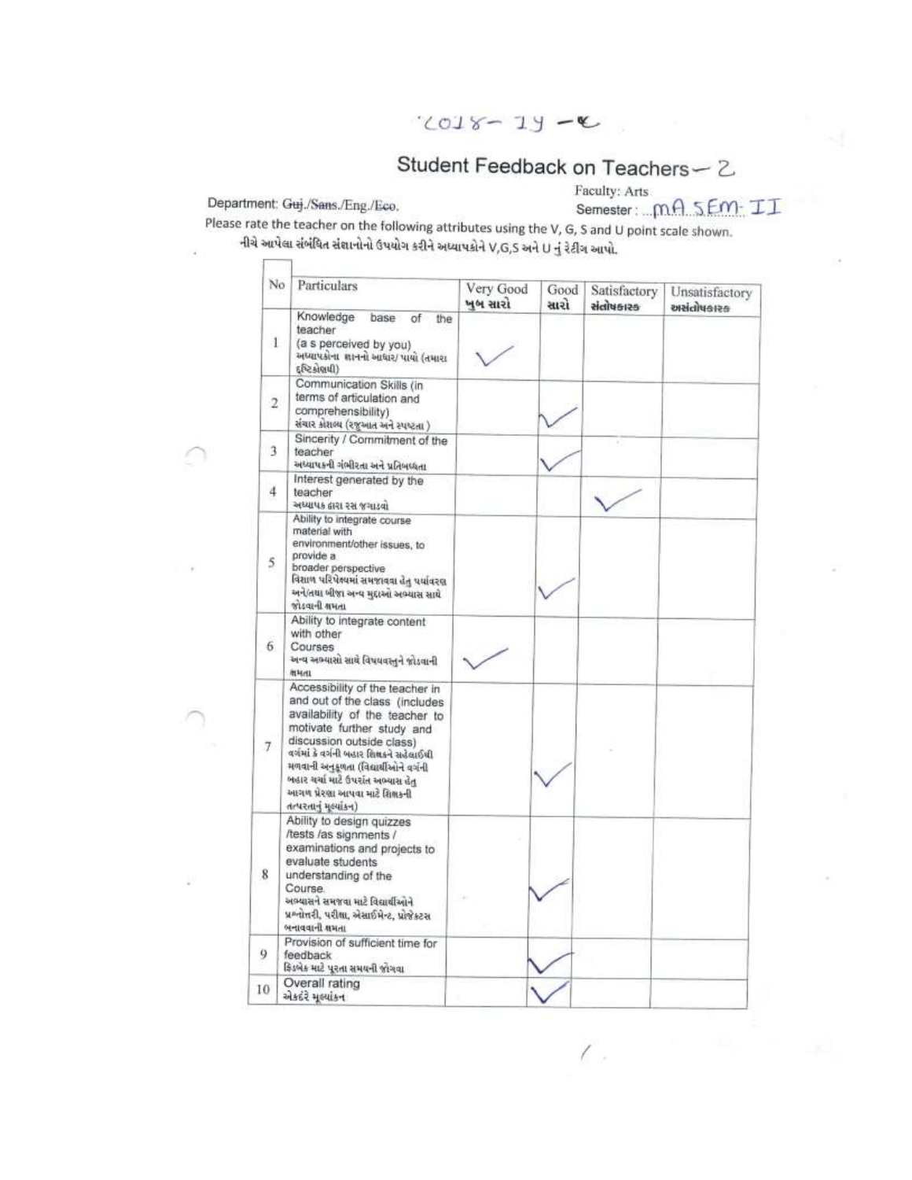'2018-19 -ધ

# Student Feedback on Teachers – 2

Department: Guj./Sans./Eng./Eco.

Faculty: Arts

Semester : M.A. SEM- II

Please rate the teacher on the following attributes using the V, G, S and U point scale shown.
નીચે આપેલા સંબંધિત સંજ્ઞાનોનો ઉપયોગ કરીને અધ્યાપકોને V,G,S અને U નું રેટીંગ આપો.

| No | Particulars | Very Good ખુબ સારો | Good સારો | Satisfactory સંતોષકારક | Unsatisfactory અસંતોષકારક |
|---|---|---|---|---|---|
| 1 | Knowledge base of the teacher (a s perceived by you) અધ્યાપકોના જ્ઞાનનો આધાર/ પાયો (તમારા દૃષ્ટિકોણથી) | ✓ | | | |
| 2 | Communication Skills (in terms of articulation and comprehensibility) સંચાર કૌશલ્ય (રજૂઆત અને સ્પષ્ટતા) | | ✓ | | |
| 3 | Sincerity / Commitment of the teacher અધ્યાપકની ગંભીરતા અને પ્રતિબધ્ધતા | | ✓ | | |
| 4 | Interest generated by the teacher અધ્યાપક દ્વારા રસ જગાડવો | | | ✓ | |
| 5 | Ability to integrate course material with environment/other issues, to provide a broader perspective વિશાળ પરિપેક્ષમાં સમજાવવા હેતુ પર્યાવરણ અને/તથા બીજા અન્ય મુદ્દાઓ અભ્યાસ સાથે જોડવાની ક્ષમતા | | ✓ | | |
| 6 | Ability to integrate content with other Courses અન્ય અભ્યાસો સાથે વિષયવસ્તુને જોડવાની ક્ષમતા | ✓ | | | |
| 7 | Accessibility of the teacher in and out of the class (includes availability of the teacher to motivate further study and discussion outside class) વર્ગમાં કે વર્ગની બહાર શિક્ષકને સહેલાઈથી મળવાની અનુકૂળતા (વિદ્યાર્થીઓને વર્ગની બહાર ચર્ચા માટે ઉપરાંત અભ્યાસ હેતુ આગળ પ્રેરણા આપવા માટે શિક્ષકની તત્પરતાનું મૂલ્યાંકન) | | ✓ | | |
| 8 | Ability to design quizzes /tests /as signments / examinations and projects to evaluate students understanding of the Course. અભ્યાસને સમજવા માટે વિદ્યાર્થીઓને પ્રશ્નોત્તરી, પરીક્ષા, એસાઈમેન્ટ, પ્રોજેક્ટસ બનાવવાની ક્ષમતા | | ✓ | | |
| 9 | Provision of sufficient time for feedback ફિડબેક માટે પૂરતા સમયની જોગવા | | ✓ | | |
| 10 | Overall rating એકંદરે મૂલ્યાંકન | | ✓ | | |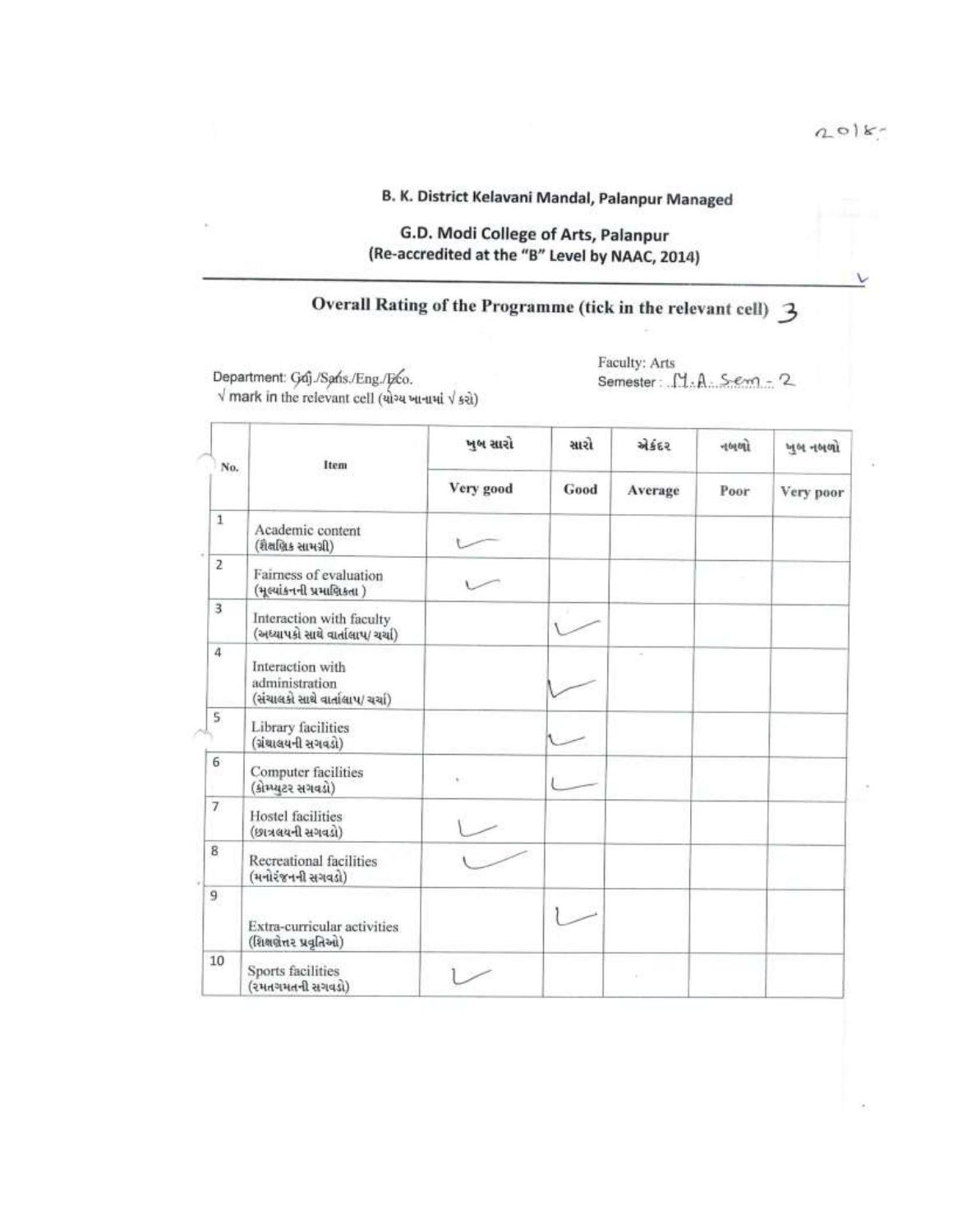2018-

B. K. District Kelavani Mandal, Palanpur Managed

G.D. Modi College of Arts, Palanpur
(Re-accredited at the "B" Level by NAAC, 2014)

## Overall Rating of the Programme (tick in the relevant cell) 3

Department: Guj./Sans./Eng./Eco.
√ mark in the relevant cell (યોગ્ય ખાનામાં √ કરો)

Faculty: Arts
Semester: M.A. Sem - 2

| No. | Item | ખુબ સારો | સારો | એકંદર | નબળો | ખુબ નબળો |
|---|---|---|---|---|---|---|
| | | Very good | Good | Average | Poor | Very poor |
| 1 | Academic content (શૈક્ષણિક સામગ્રી) | √ | | | | |
| 2 | Fairness of evaluation (મૂલ્યાંકનની પ્રમાણિકતા) | √ | | | | |
| 3 | Interaction with faculty (અધ્યાપકો સાથે વાર્તાલાપ/ ચર્ચા) | | √ | | | |
| 4 | Interaction with administration (સંચાલકો સાથે વાર્તાલાપ/ ચર્ચા) | | √ | | | |
| 5 | Library facilities (ગ્રંથાલયની સગવડો) | | √ | | | |
| 6 | Computer facilities (કોમ્પ્યુટર સગવડો) | | √ | | | |
| 7 | Hostel facilities (છાત્રલયની સગવડો) | √ | | | | |
| 8 | Recreational facilities (મનોરંજનની સગવડો) | √ | | | | |
| 9 | Extra-curricular activities (શિક્ષણેત્તર પ્રવૃતિઓ) | | √ | | | |
| 10 | Sports facilities (રમતગમતની સગવડો) | √ | | | | |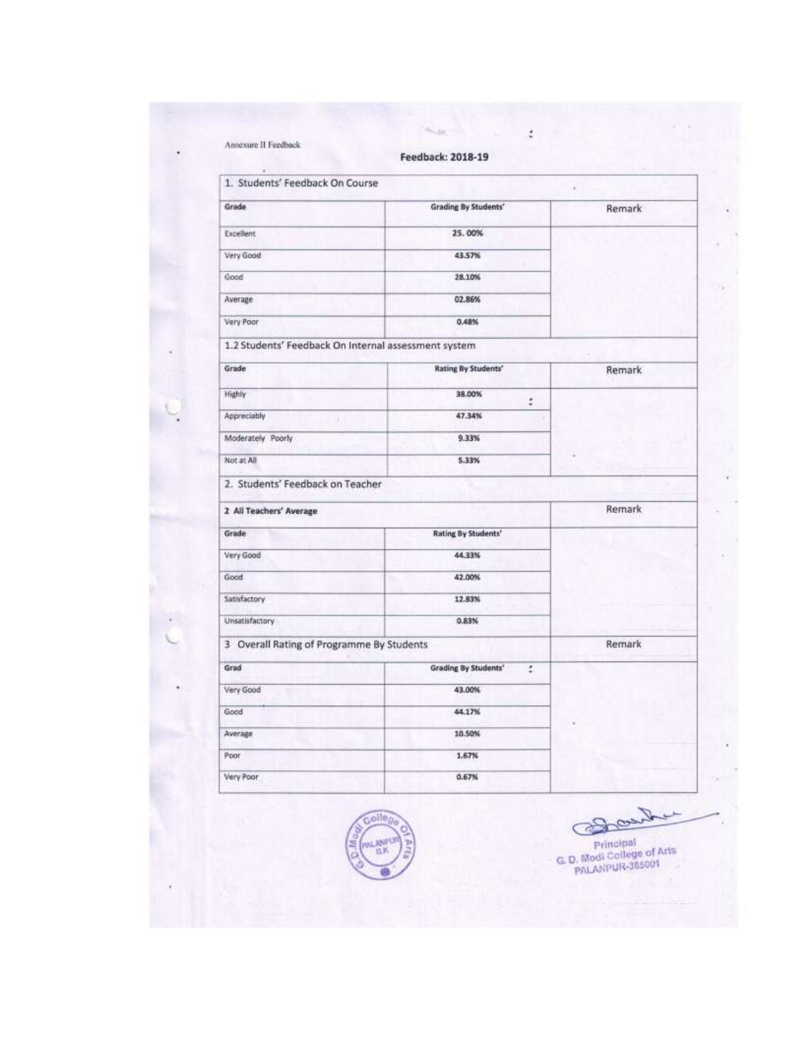Annexure II Feedback

## Feedback: 2018-19

### 1. Students' Feedback On Course

| Grade | Grading By Students' | Remark |
|---|---|---|
| Excellent | 25. 00% | |
| Very Good | 43.57% | |
| Good | 28.10% | |
| Average | 02.86% | |
| Very Poor | 0.48% | |

### 1.2 Students' Feedback On Internal assessment system

| Grade | Rating By Students' | Remark |
|---|---|---|
| Highly | 38.00% | |
| Appreciably | 47.34% | |
| Moderately Poorly | 9.33% | |
| Not at All | 5.33% | |

### 2. Students' Feedback on Teacher

| 2 All Teachers' Average | | Remark |
|---|---|---|
| Grade | Rating By Students' | |
| Very Good | 44.33% | |
| Good | 42.00% | |
| Satisfactory | 12.83% | |
| Unsatisfactory | 0.83% | |

### 3 Overall Rating of Programme By Students

| Grad | Grading By Students' | Remark |
|---|---|---|
| Very Good | 43.00% | |
| Good | 44.17% | |
| Average | 10.50% | |
| Poor | 1.67% | |
| Very Poor | 0.67% | |

Principal
G. D. Modi College of Arts
PALANPUR-385001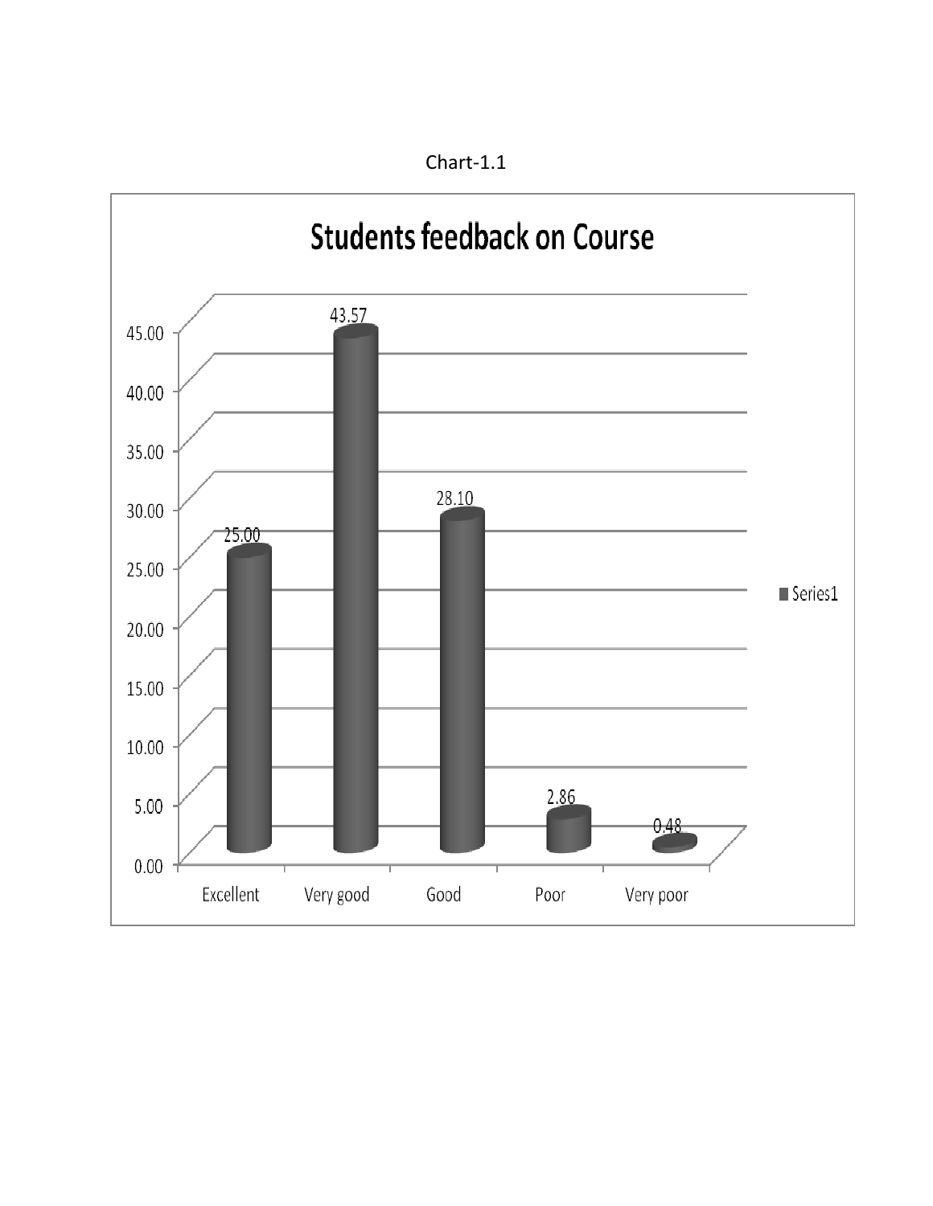Chart-1.1

**Students feedback on Course**

| | Excellent | Very good | Good | Poor | Very poor |
|---|---|---|---|---|---|
| Series1 | 25.00 | 43.57 | 28.10 | 2.86 | 0.48 |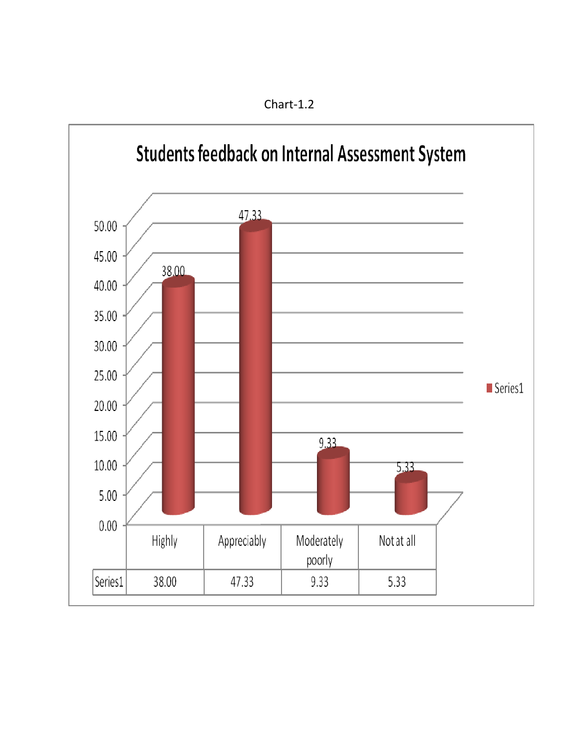Chart-1.2

**Students feedback on Internal Assessment System**

| | Highly | Appreciably | Moderately poorly | Not at all |
|---|---|---|---|---|
| Series1 | 38.00 | 47.33 | 9.33 | 5.33 |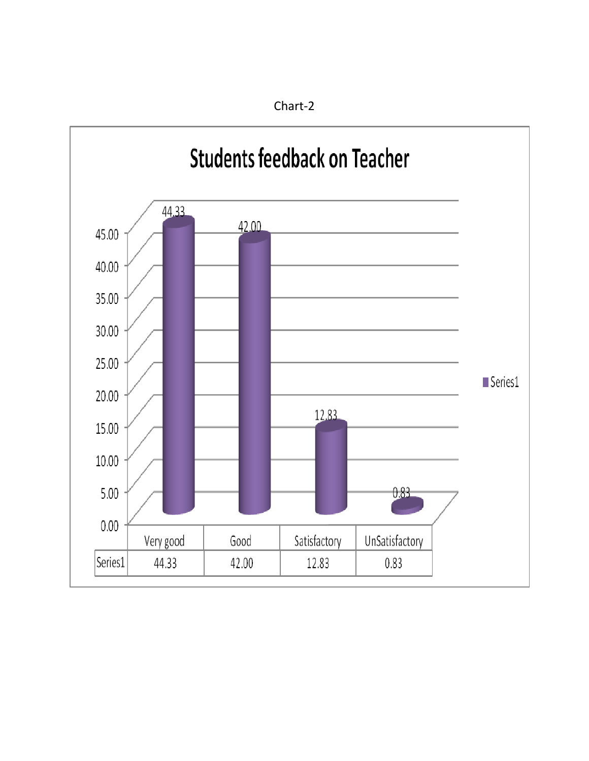Chart-2

## Students feedback on Teacher

|  | Very good | Good | Satisfactory | UnSatisfactory |
|---|---|---|---|---|
| Series1 | 44.33 | 42.00 | 12.83 | 0.83 |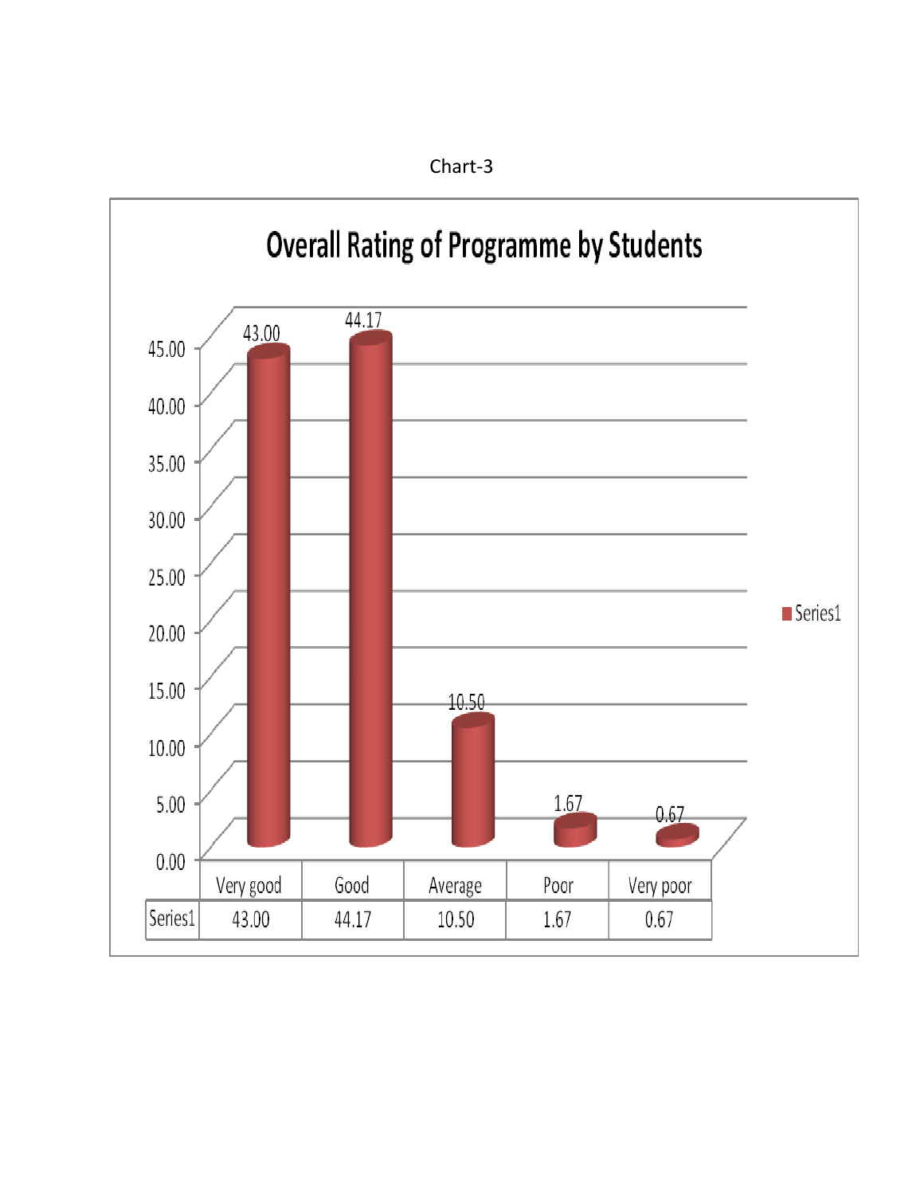Chart-3

Overall Rating of Programme by Students

45.00
40.00
35.00
30.00
25.00
20.00
15.00
10.00
5.00
0.00

43.00
44.17
10.50
1.67
0.67

Series1

| | Very good | Good | Average | Poor | Very poor |
|---|---|---|---|---|---|
| Series1 | 43.00 | 44.17 | 10.50 | 1.67 | 0.67 |